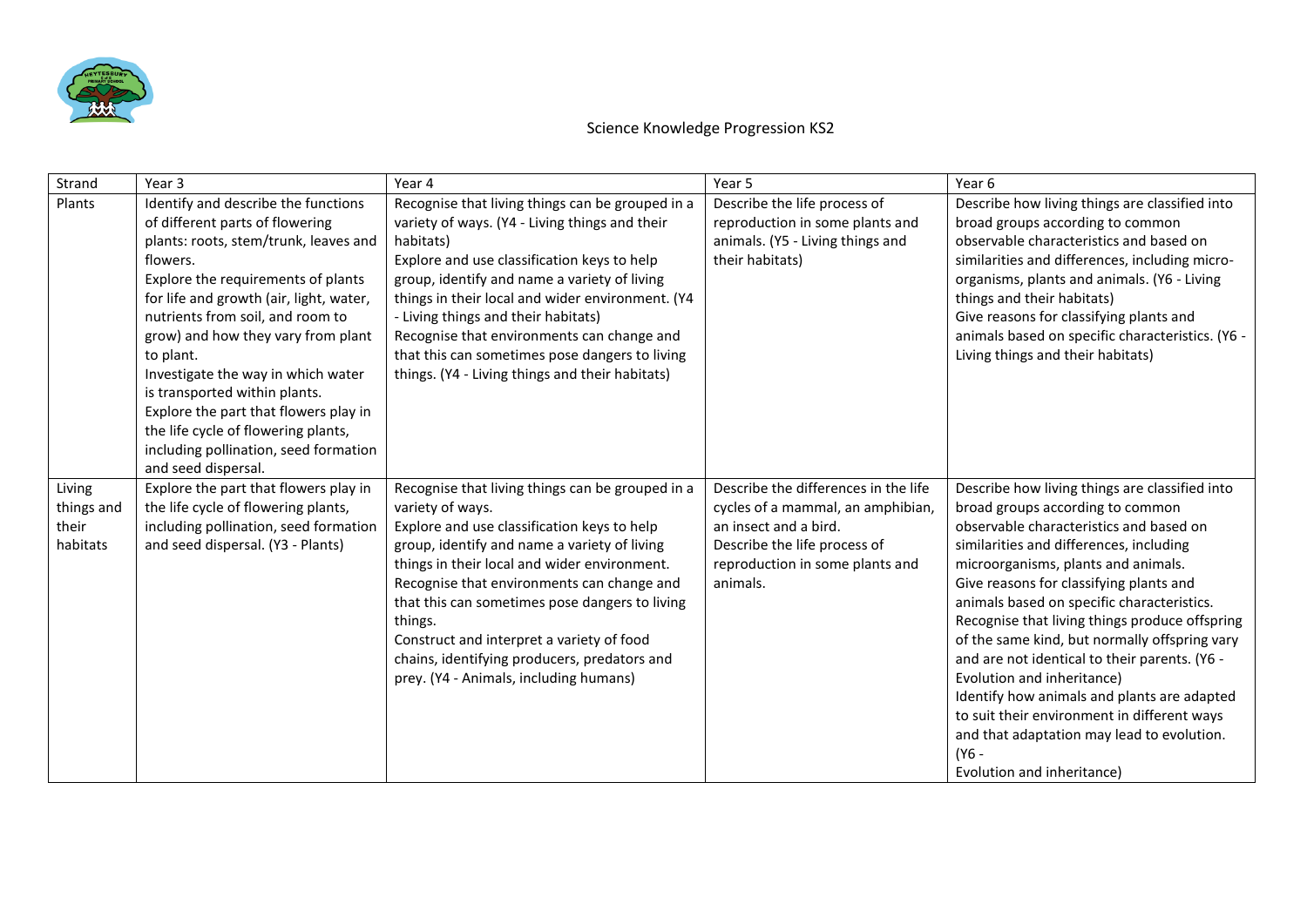# Science Knowledge Progression KS2

| Strand | Year 3 | Year 4 | Year 5 | Year 6 |
| --- | --- | --- | --- | --- |
| Plants | Identify and describe the functions of different parts of flowering plants: roots, stem/trunk, leaves and flowers.<br>Explore the requirements of plants for life and growth (air, light, water, nutrients from soil, and room to grow) and how they vary from plant to plant.<br>Investigate the way in which water is transported within plants.<br>Explore the part that flowers play in the life cycle of flowering plants, including pollination, seed formation and seed dispersal. | Recognise that living things can be grouped in a variety of ways. (Y4 - Living things and their habitats)<br>Explore and use classification keys to help group, identify and name a variety of living things in their local and wider environment. (Y4 - Living things and their habitats)<br>Recognise that environments can change and that this can sometimes pose dangers to living things. (Y4 - Living things and their habitats) | Describe the life process of reproduction in some plants and animals. (Y5 - Living things and their habitats) | Describe how living things are classified into broad groups according to common observable characteristics and based on similarities and differences, including micro-organisms, plants and animals. (Y6 - Living things and their habitats)<br>Give reasons for classifying plants and animals based on specific characteristics. (Y6 - Living things and their habitats) |
| Living things and their habitats | Explore the part that flowers play in the life cycle of flowering plants, including pollination, seed formation and seed dispersal. (Y3 - Plants) | Recognise that living things can be grouped in a variety of ways.<br>Explore and use classification keys to help group, identify and name a variety of living things in their local and wider environment.<br>Recognise that environments can change and that this can sometimes pose dangers to living things.<br>Construct and interpret a variety of food chains, identifying producers, predators and prey. (Y4 - Animals, including humans) | Describe the differences in the life cycles of a mammal, an amphibian, an insect and a bird.<br>Describe the life process of reproduction in some plants and animals. | Describe how living things are classified into broad groups according to common observable characteristics and based on similarities and differences, including microorganisms, plants and animals.<br>Give reasons for classifying plants and animals based on specific characteristics.<br>Recognise that living things produce offspring of the same kind, but normally offspring vary and are not identical to their parents. (Y6 - Evolution and inheritance)<br>Identify how animals and plants are adapted to suit their environment in different ways and that adaptation may lead to evolution. (Y6 - Evolution and inheritance) |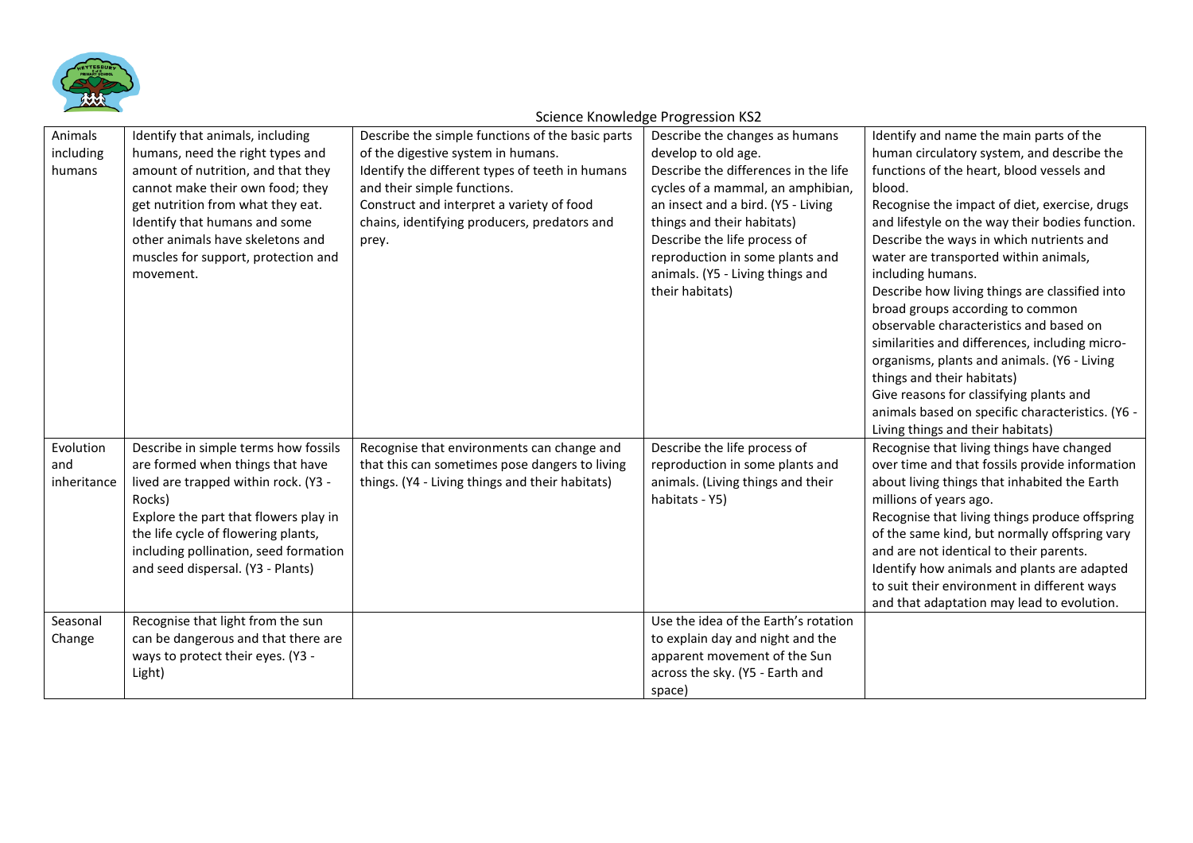Science Knowledge Progression KS2

| | | | | |
|---|---|---|---|---|
| Animals including humans | Identify that animals, including humans, need the right types and amount of nutrition, and that they cannot make their own food; they get nutrition from what they eat.<br>Identify that humans and some other animals have skeletons and muscles for support, protection and movement. | Describe the simple functions of the basic parts of the digestive system in humans.<br>Identify the different types of teeth in humans and their simple functions.<br>Construct and interpret a variety of food chains, identifying producers, predators and prey. | Describe the changes as humans develop to old age.<br>Describe the differences in the life cycles of a mammal, an amphibian, an insect and a bird. (Y5 - Living things and their habitats)<br>Describe the life process of reproduction in some plants and animals. (Y5 - Living things and their habitats) | Identify and name the main parts of the human circulatory system, and describe the functions of the heart, blood vessels and blood.<br>Recognise the impact of diet, exercise, drugs and lifestyle on the way their bodies function.<br>Describe the ways in which nutrients and water are transported within animals, including humans.<br>Describe how living things are classified into broad groups according to common observable characteristics and based on similarities and differences, including micro-organisms, plants and animals. (Y6 - Living things and their habitats)<br>Give reasons for classifying plants and animals based on specific characteristics. (Y6 - Living things and their habitats) |
| Evolution and inheritance | Describe in simple terms how fossils are formed when things that have lived are trapped within rock. (Y3 - Rocks)<br>Explore the part that flowers play in the life cycle of flowering plants, including pollination, seed formation and seed dispersal. (Y3 - Plants) | Recognise that environments can change and that this can sometimes pose dangers to living things. (Y4 - Living things and their habitats) | Describe the life process of reproduction in some plants and animals. (Living things and their habitats - Y5) | Recognise that living things have changed over time and that fossils provide information about living things that inhabited the Earth millions of years ago.<br>Recognise that living things produce offspring of the same kind, but normally offspring vary and are not identical to their parents.<br>Identify how animals and plants are adapted to suit their environment in different ways and that adaptation may lead to evolution. |
| Seasonal Change | Recognise that light from the sun can be dangerous and that there are ways to protect their eyes. (Y3 - Light) | | Use the idea of the Earth's rotation to explain day and night and the apparent movement of the Sun across the sky. (Y5 - Earth and space) | |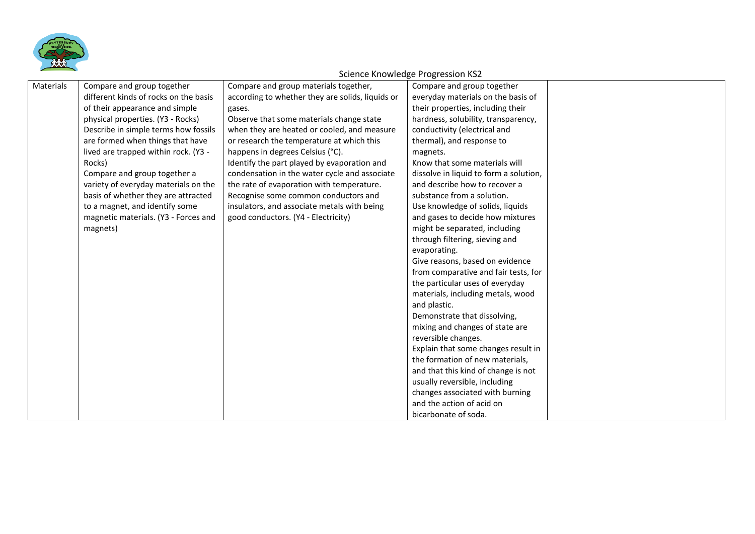Science Knowledge Progression KS2

| Materials | Compare and group together different kinds of rocks on the basis of their appearance and simple physical properties. (Y3 - Rocks)<br>Describe in simple terms how fossils are formed when things that have lived are trapped within rock. (Y3 - Rocks)<br>Compare and group together a variety of everyday materials on the basis of whether they are attracted to a magnet, and identify some magnetic materials. (Y3 - Forces and magnets) | Compare and group materials together, according to whether they are solids, liquids or gases.<br>Observe that some materials change state when they are heated or cooled, and measure or research the temperature at which this happens in degrees Celsius (°C).<br>Identify the part played by evaporation and condensation in the water cycle and associate the rate of evaporation with temperature.<br>Recognise some common conductors and insulators, and associate metals with being good conductors. (Y4 - Electricity) | Compare and group together everyday materials on the basis of their properties, including their hardness, solubility, transparency, conductivity (electrical and thermal), and response to magnets.<br>Know that some materials will dissolve in liquid to form a solution, and describe how to recover a substance from a solution.<br>Use knowledge of solids, liquids and gases to decide how mixtures might be separated, including through filtering, sieving and evaporating.<br>Give reasons, based on evidence from comparative and fair tests, for the particular uses of everyday materials, including metals, wood and plastic.<br>Demonstrate that dissolving, mixing and changes of state are reversible changes.<br>Explain that some changes result in the formation of new materials, and that this kind of change is not usually reversible, including changes associated with burning and the action of acid on bicarbonate of soda. | |
|---|---|---|---|---|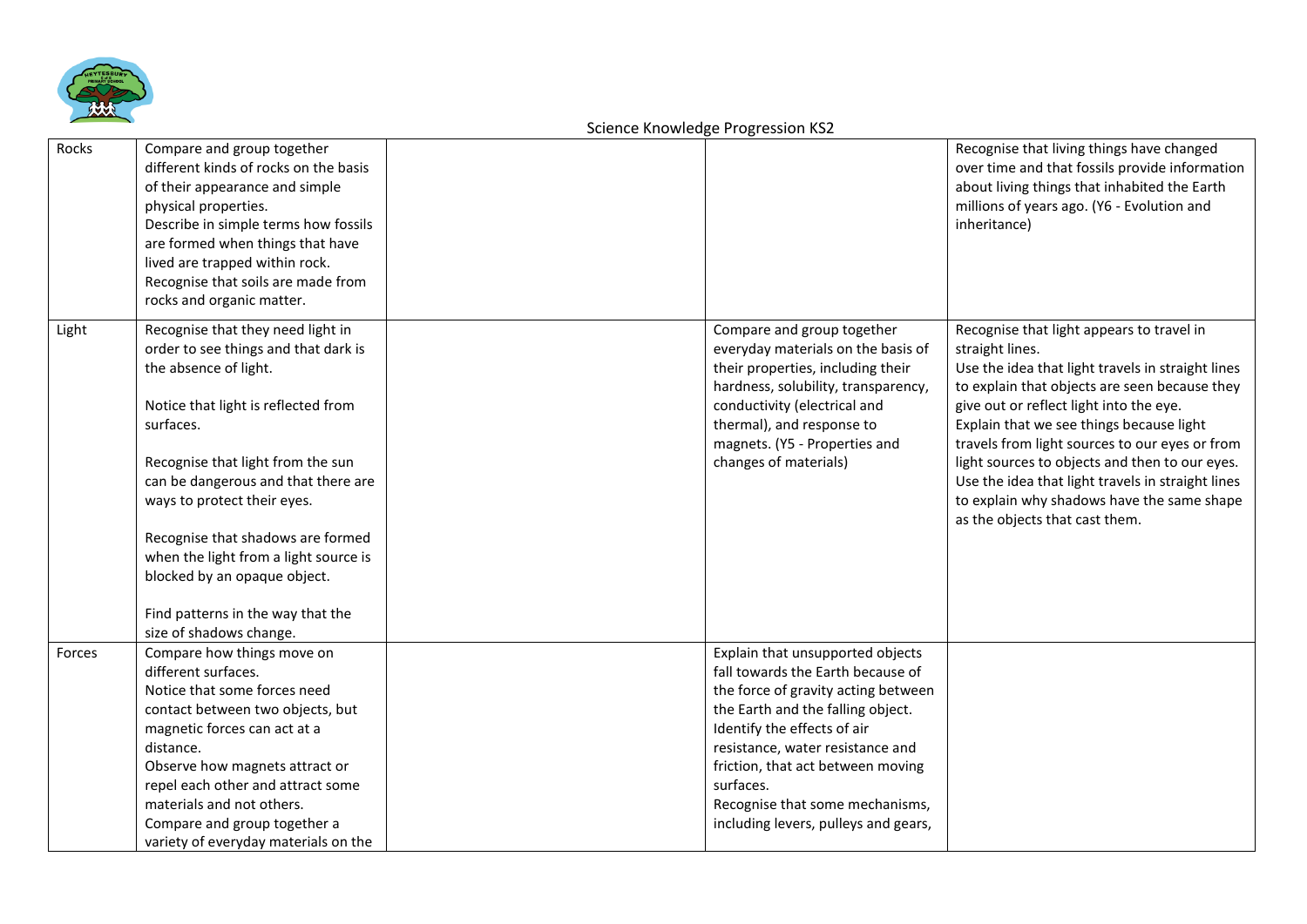Science Knowledge Progression KS2

| | | | | |
|---|---|---|---|---|
| Rocks | Compare and group together different kinds of rocks on the basis of their appearance and simple physical properties.<br>Describe in simple terms how fossils are formed when things that have lived are trapped within rock.<br>Recognise that soils are made from rocks and organic matter. | | | Recognise that living things have changed over time and that fossils provide information about living things that inhabited the Earth millions of years ago. (Y6 - Evolution and inheritance) |
| Light | Recognise that they need light in order to see things and that dark is the absence of light.<br><br>Notice that light is reflected from surfaces.<br><br>Recognise that light from the sun can be dangerous and that there are ways to protect their eyes.<br><br>Recognise that shadows are formed when the light from a light source is blocked by an opaque object.<br><br>Find patterns in the way that the size of shadows change. | | Compare and group together everyday materials on the basis of their properties, including their hardness, solubility, transparency, conductivity (electrical and thermal), and response to magnets. (Y5 - Properties and changes of materials) | Recognise that light appears to travel in straight lines.<br>Use the idea that light travels in straight lines to explain that objects are seen because they give out or reflect light into the eye.<br>Explain that we see things because light travels from light sources to our eyes or from light sources to objects and then to our eyes.<br>Use the idea that light travels in straight lines to explain why shadows have the same shape as the objects that cast them. |
| Forces | Compare how things move on different surfaces.<br>Notice that some forces need contact between two objects, but magnetic forces can act at a distance.<br>Observe how magnets attract or repel each other and attract some materials and not others.<br>Compare and group together a variety of everyday materials on the | | Explain that unsupported objects fall towards the Earth because of the force of gravity acting between the Earth and the falling object.<br>Identify the effects of air resistance, water resistance and friction, that act between moving surfaces.<br>Recognise that some mechanisms, including levers, pulleys and gears, | |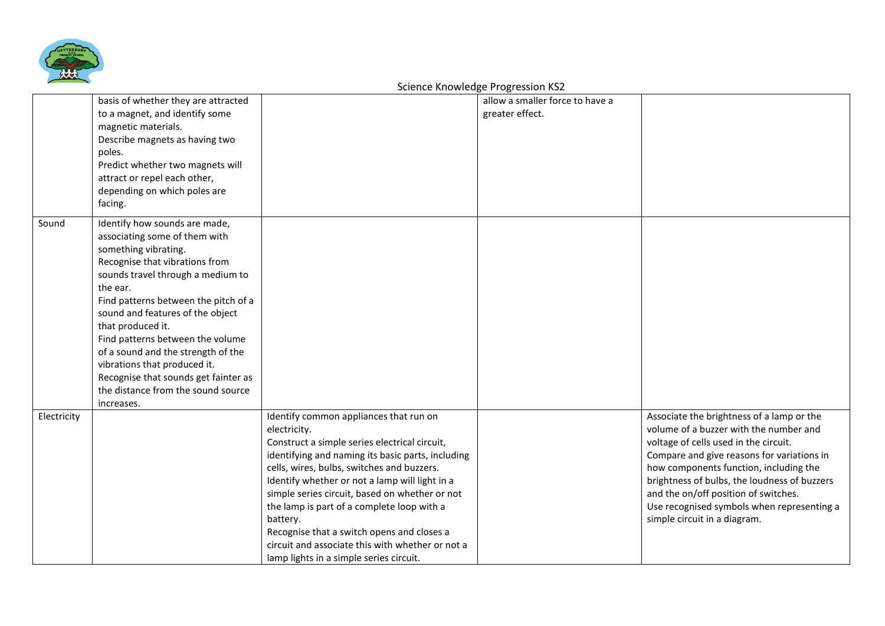Science Knowledge Progression KS2

| | | | | |
|---|---|---|---|---|
| | basis of whether they are attracted to a magnet, and identify some magnetic materials.<br>Describe magnets as having two poles.<br>Predict whether two magnets will attract or repel each other, depending on which poles are facing. | | allow a smaller force to have a greater effect. | |
| Sound | Identify how sounds are made, associating some of them with something vibrating.<br>Recognise that vibrations from sounds travel through a medium to the ear.<br>Find patterns between the pitch of a sound and features of the object that produced it.<br>Find patterns between the volume of a sound and the strength of the vibrations that produced it.<br>Recognise that sounds get fainter as the distance from the sound source increases. | | | |
| Electricity | | Identify common appliances that run on electricity.<br>Construct a simple series electrical circuit, identifying and naming its basic parts, including cells, wires, bulbs, switches and buzzers.<br>Identify whether or not a lamp will light in a simple series circuit, based on whether or not the lamp is part of a complete loop with a battery.<br>Recognise that a switch opens and closes a circuit and associate this with whether or not a lamp lights in a simple series circuit. | | Associate the brightness of a lamp or the volume of a buzzer with the number and voltage of cells used in the circuit.<br>Compare and give reasons for variations in how components function, including the brightness of bulbs, the loudness of buzzers and the on/off position of switches.<br>Use recognised symbols when representing a simple circuit in a diagram. |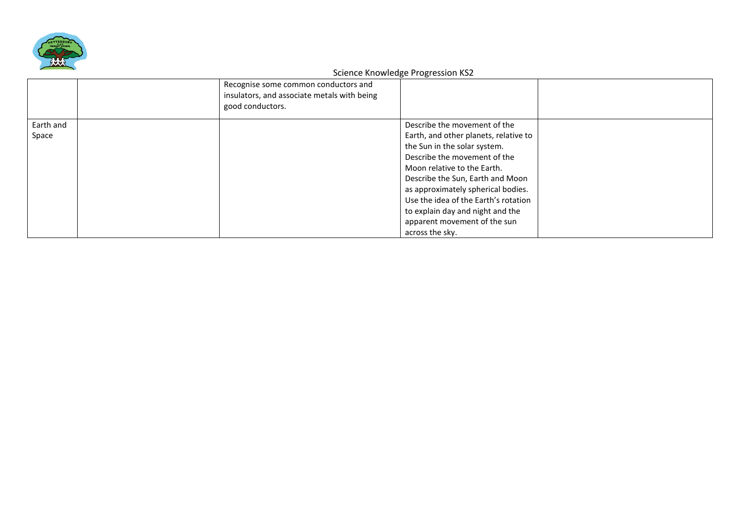Science Knowledge Progression KS2

| | | | | |
|---|---|---|---|---|
| | | Recognise some common conductors and insulators, and associate metals with being good conductors. | | |
| Earth and Space | | | Describe the movement of the Earth, and other planets, relative to the Sun in the solar system. Describe the movement of the Moon relative to the Earth. Describe the Sun, Earth and Moon as approximately spherical bodies. Use the idea of the Earth's rotation to explain day and night and the apparent movement of the sun across the sky. | |